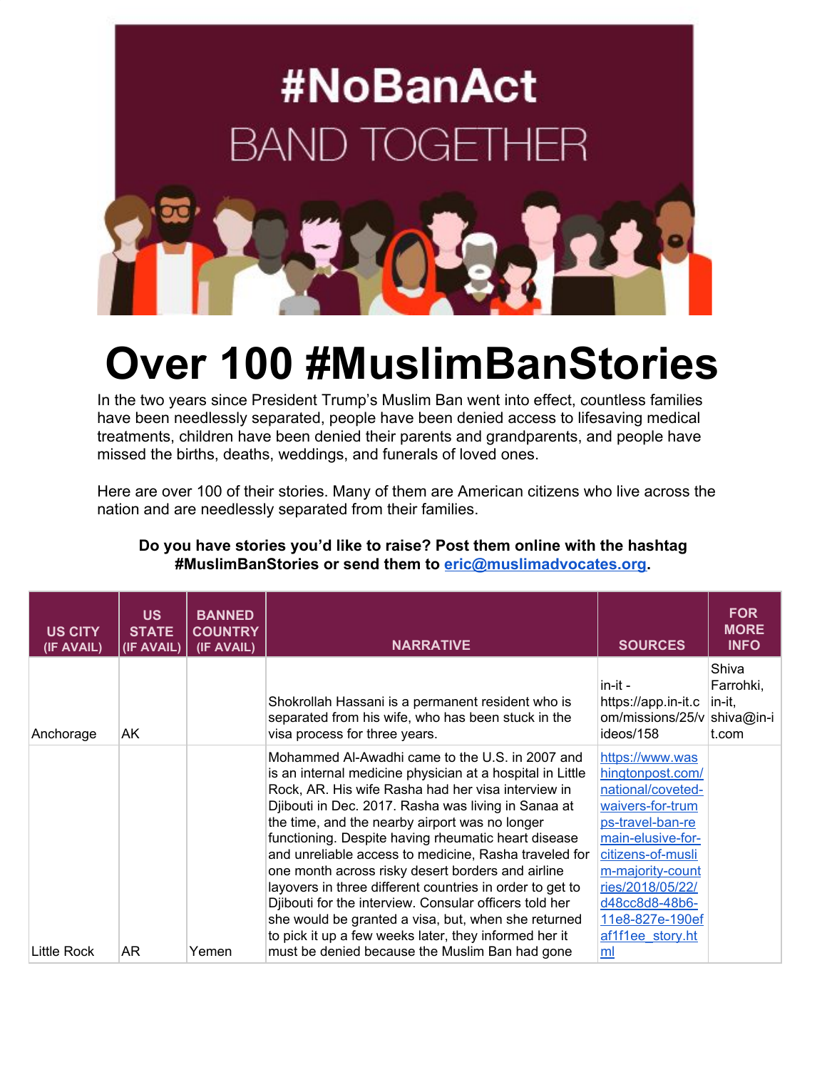#NoBanAct

BAND TOGETHER

# Over 100 #MuslimBanStories

In the two years since President Trump's Muslim Ban went into effect, countless families have been needlessly separated, people have been denied access to lifesaving medical treatments, children have been denied their parents and grandparents, and people have missed the births, deaths, weddings, and funerals of loved ones.

Here are over 100 of their stories. Many of them are American citizens who live across the nation and are needlessly separated from their families.

**Do you have stories you'd like to raise? Post them online with the hashtag #MuslimBanStories or send them to [eric@muslimadvocates.org](mailto:eric@muslimadvocates.org).**

| US CITY (IF AVAIL) | US STATE (IF AVAIL) | BANNED COUNTRY (IF AVAIL) | NARRATIVE | SOURCES | FOR MORE INFO |
|---|---|---|---|---|---|
| Anchorage | AK | | Shokrollah Hassani is a permanent resident who is separated from his wife, who has been stuck in the visa process for three years. | in-it - https://app.in-it.com/missions/25/videos/158 | Shiva Farrohki, in-it, shiva@in-it.com |
| Little Rock | AR | Yemen | Mohammed Al-Awadhi came to the U.S. in 2007 and is an internal medicine physician at a hospital in Little Rock, AR. His wife Rasha had her visa interview in Djibouti in Dec. 2017. Rasha was living in Sanaa at the time, and the nearby airport was no longer functioning. Despite having rheumatic heart disease and unreliable access to medicine, Rasha traveled for one month across risky desert borders and airline layovers in three different countries in order to get to Djibouti for the interview. Consular officers told her she would be granted a visa, but, when she returned to pick it up a few weeks later, they informed her it must be denied because the Muslim Ban had gone | [https://www.washingtonpost.com/national/coveted-waivers-for-trumps-travel-ban-remain-elusive-for-citizens-of-muslim-majority-countries/2018/05/22/d48cc8d8-48b6-11e8-827e-190efaf1f1ee_story.html](https://www.washingtonpost.com/national/coveted-waivers-for-trumps-travel-ban-remain-elusive-for-citizens-of-muslim-majority-countries/2018/05/22/d48cc8d8-48b6-11e8-827e-190efaf1f1ee_story.html) | |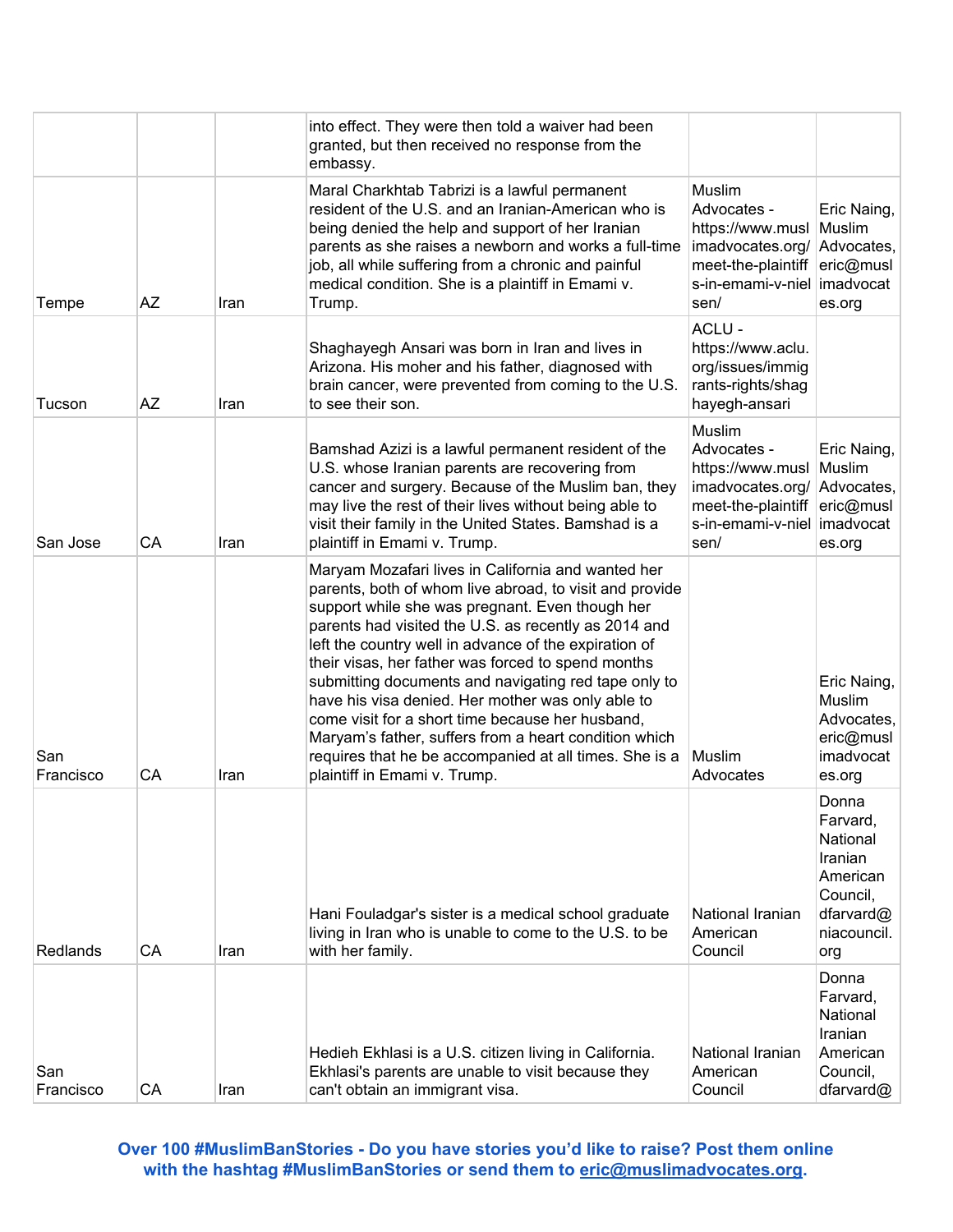| | | | | | |
|---|---|---|---|---|---|
| | | | into effect. They were then told a waiver had been granted, but then received no response from the embassy. | | |
| Tempe | AZ | Iran | Maral Charkhtab Tabrizi is a lawful permanent resident of the U.S. and an Iranian-American who is being denied the help and support of her Iranian parents as she raises a newborn and works a full-time job, all while suffering from a chronic and painful medical condition. She is a plaintiff in Emami v. Trump. | Muslim Advocates - https://www.muslimadvocates.org/meet-the-plaintiffs-in-emami-v-nielsen/ | Eric Naing, Muslim Advocates, eric@muslimadvocates.org |
| Tucson | AZ | Iran | Shaghayegh Ansari was born in Iran and lives in Arizona. His moher and his father, diagnosed with brain cancer, were prevented from coming to the U.S. to see their son. | ACLU - https://www.aclu.org/issues/immigrants-rights/shaghayegh-ansari | |
| San Jose | CA | Iran | Bamshad Azizi is a lawful permanent resident of the U.S. whose Iranian parents are recovering from cancer and surgery. Because of the Muslim ban, they may live the rest of their lives without being able to visit their family in the United States. Bamshad is a plaintiff in Emami v. Trump. | Muslim Advocates - https://www.muslimadvocates.org/meet-the-plaintiffs-in-emami-v-nielsen/ | Eric Naing, Muslim Advocates, eric@muslimadvocates.org |
| San Francisco | CA | Iran | Maryam Mozafari lives in California and wanted her parents, both of whom live abroad, to visit and provide support while she was pregnant. Even though her parents had visited the U.S. as recently as 2014 and left the country well in advance of the expiration of their visas, her father was forced to spend months submitting documents and navigating red tape only to have his visa denied. Her mother was only able to come visit for a short time because her husband, Maryam's father, suffers from a heart condition which requires that he be accompanied at all times. She is a plaintiff in Emami v. Trump. | Muslim Advocates | Eric Naing, Muslim Advocates, eric@muslimadvocates.org |
| Redlands | CA | Iran | Hani Fouladgar's sister is a medical school graduate living in Iran who is unable to come to the U.S. to be with her family. | National Iranian American Council | Donna Farvard, National Iranian American Council, dfarvard@niacouncil.org |
| San Francisco | CA | Iran | Hedieh Ekhlasi is a U.S. citizen living in California. Ekhlasi's parents are unable to visit because they can't obtain an immigrant visa. | National Iranian American Council | Donna Farvard, National Iranian American Council, dfarvard@ |

**Over 100 #MuslimBanStories - Do you have stories you'd like to raise? Post them online with the hashtag #MuslimBanStories or send them to eric@muslimadvocates.org.**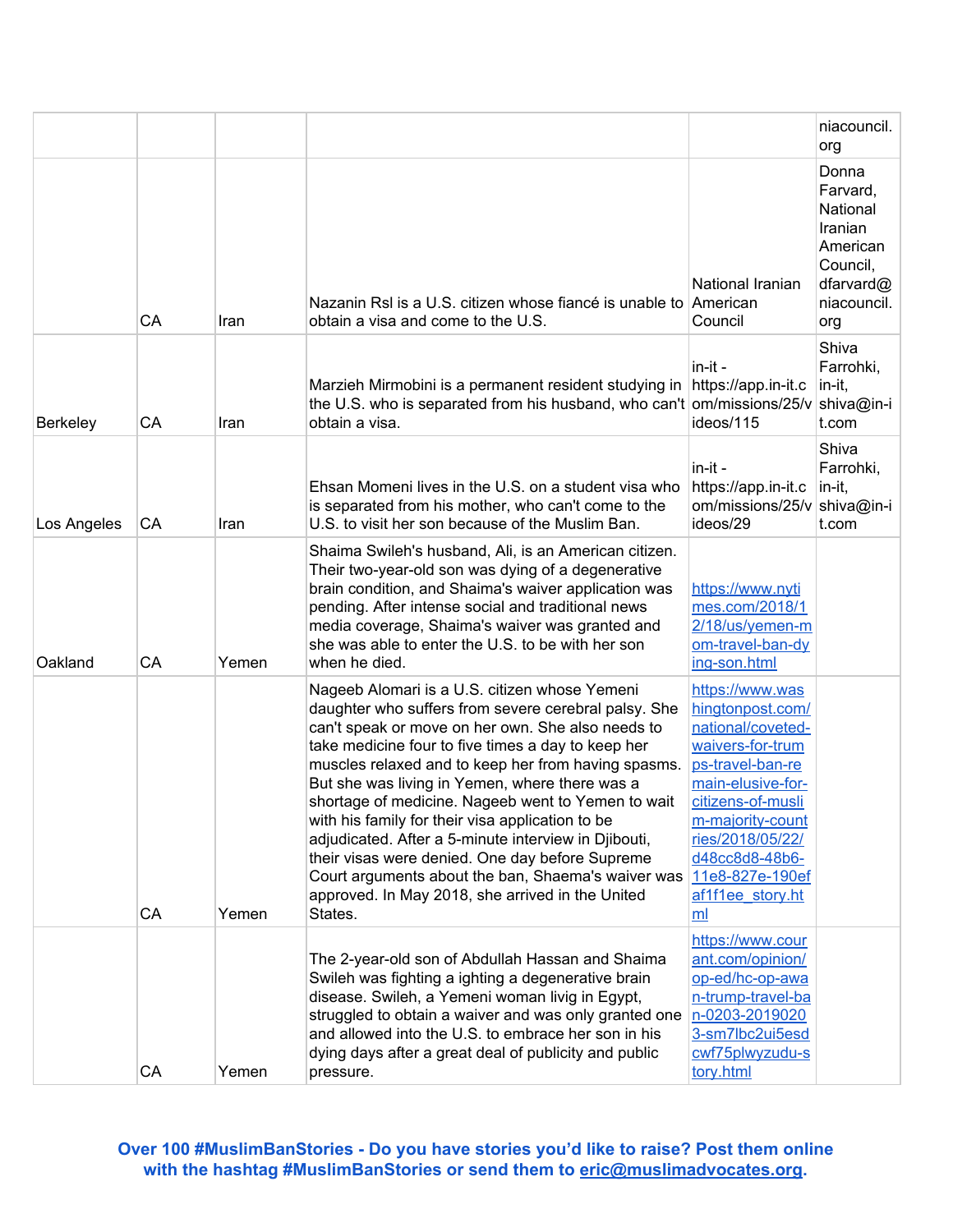|  |  |  |  |  |  |
|---|---|---|---|---|---|
|  |  |  |  |  | niacouncil.org |
|  | CA | Iran | Nazanin Rsl is a U.S. citizen whose fiancé is unable to obtain a visa and come to the U.S. | National Iranian American Council | Donna Farvard, National Iranian American Council, dfarvard@niacouncil.org |
| Berkeley | CA | Iran | Marzieh Mirmobini is a permanent resident studying in the U.S. who is separated from his husband, who can't obtain a visa. | in-it - https://app.in-it.com/missions/25/videos/115 | Shiva Farrohki, in-it, shiva@in-it.com |
| Los Angeles | CA | Iran | Ehsan Momeni lives in the U.S. on a student visa who is separated from his mother, who can't come to the U.S. to visit her son because of the Muslim Ban. | in-it - https://app.in-it.com/missions/25/videos/29 | Shiva Farrohki, in-it, shiva@in-it.com |
| Oakland | CA | Yemen | Shaima Swileh's husband, Ali, is an American citizen. Their two-year-old son was dying of a degenerative brain condition, and Shaima's waiver application was pending. After intense social and traditional news media coverage, Shaima's waiver was granted and she was able to enter the U.S. to be with her son when he died. | https://www.nytimes.com/2018/12/18/us/yemen-mom-travel-ban-dying-son.html |  |
|  | CA | Yemen | Nageeb Alomari is a U.S. citizen whose Yemeni daughter who suffers from severe cerebral palsy. She can't speak or move on her own. She also needs to take medicine four to five times a day to keep her muscles relaxed and to keep her from having spasms. But she was living in Yemen, where there was a shortage of medicine. Nageeb went to Yemen to wait with his family for their visa application to be adjudicated. After a 5-minute interview in Djibouti, their visas were denied. One day before Supreme Court arguments about the ban, Shaema's waiver was approved. In May 2018, she arrived in the United States. | https://www.washingtonpost.com/national/coveted-waivers-for-trumps-travel-ban-remain-elusive-for-citizens-of-muslim-majority-countries/2018/05/22/d48cc8d8-48b6-11e8-827e-190efaf1f1ee_story.html |  |
|  | CA | Yemen | The 2-year-old son of Abdullah Hassan and Shaima Swileh was fighting a ighting a degenerative brain disease. Swileh, a Yemeni woman livig in Egypt, struggled to obtain a waiver and was only granted one and allowed into the U.S. to embrace her son in his dying days after a great deal of publicity and public pressure. | https://www.courant.com/opinion/op-ed/hc-op-awan-trump-travel-ban-0203-20190203-sm7lbc2ui5esdcwf75plwyzudu-story.html |  |

**Over 100 #MuslimBanStories - Do you have stories you'd like to raise? Post them online with the hashtag #MuslimBanStories or send them to eric@muslimadvocates.org.**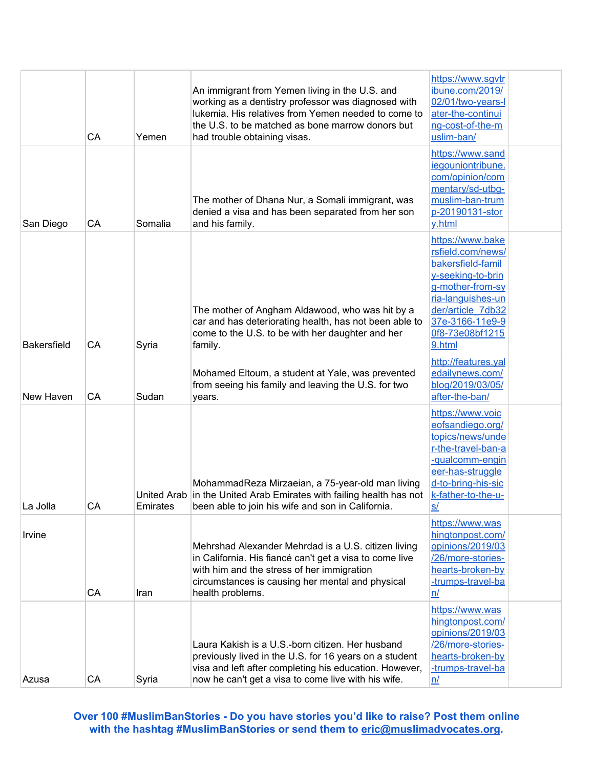|  |  |  |  |  |  |
|---|---|---|---|---|---|
|  | CA | Yemen | An immigrant from Yemen living in the U.S. and working as a dentistry professor was diagnosed with lukemia. His relatives from Yemen needed to come to the U.S. to be matched as bone marrow donors but had trouble obtaining visas. | https://www.sgvtribune.com/2019/02/01/two-years-later-the-continuing-cost-of-the-muslim-ban/ |  |
| San Diego | CA | Somalia | The mother of Dhana Nur, a Somali immigrant, was denied a visa and has been separated from her son and his family. | https://www.sandiegouniontribune.com/opinion/commentary/sd-utbg-muslim-ban-trump-20190131-story.html |  |
| Bakersfield | CA | Syria | The mother of Angham Aldawood, who was hit by a car and has deteriorating health, has not been able to come to the U.S. to be with her daughter and her family. | https://www.bakersfield.com/news/bakersfield-family-seeking-to-bring-mother-from-syria-languishes-under/article_7db3237e-3166-11e9-90f8-73e08bf12159.html |  |
| New Haven | CA | Sudan | Mohamed Eltoum, a student at Yale, was prevented from seeing his family and leaving the U.S. for two years. | http://features.yaledailynews.com/blog/2019/03/05/after-the-ban/ |  |
| La Jolla | CA | United Arab Emirates | MohammadReza Mirzaeian, a 75-year-old man living in the United Arab Emirates with failing health has not been able to join his wife and son in California. | https://www.voiceofsandiego.org/topics/news/under-the-travel-ban-a-qualcomm-engineer-has-struggled-to-bring-his-sick-father-to-the-u-s/ |  |
| Irvine | CA | Iran | Mehrshad Alexander Mehrdad is a U.S. citizen living in California. His fiancé can't get a visa to come live with him and the stress of her immigration circumstances is causing her mental and physical health problems. | https://www.washingtonpost.com/opinions/2019/03/26/more-stories-hearts-broken-by-trumps-travel-ban/ |  |
| Azusa | CA | Syria | Laura Kakish is a U.S.-born citizen. Her husband previously lived in the U.S. for 16 years on a student visa and left after completing his education. However, now he can't get a visa to come live with his wife. | https://www.washingtonpost.com/opinions/2019/03/26/more-stories-hearts-broken-by-trumps-travel-ban/ |  |

**Over 100 #MuslimBanStories - Do you have stories you'd like to raise? Post them online with the hashtag #MuslimBanStories or send them to eric@muslimadvocates.org.**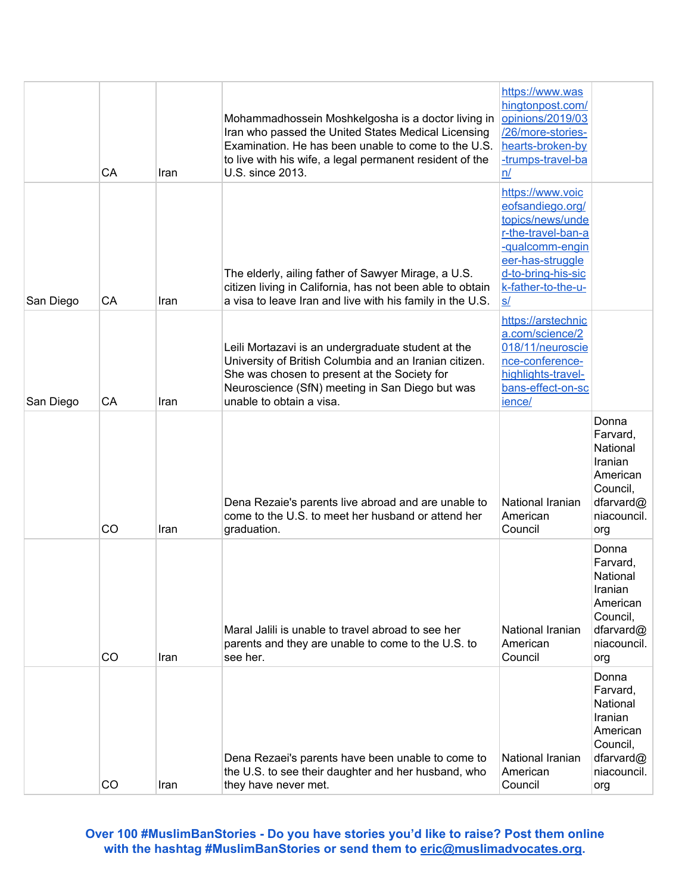| | | | | | |
|---|---|---|---|---|---|
| | CA | Iran | Mohammadhossein Moshkelgosha is a doctor living in Iran who passed the United States Medical Licensing Examination. He has been unable to come to the U.S. to live with his wife, a legal permanent resident of the U.S. since 2013. | https://www.washingtonpost.com/opinions/2019/03/26/more-stories-hearts-broken-by-trumps-travel-ban/ | |
| San Diego | CA | Iran | The elderly, ailing father of Sawyer Mirage, a U.S. citizen living in California, has not been able to obtain a visa to leave Iran and live with his family in the U.S. | https://www.voiceofsandiego.org/topics/news/under-the-travel-ban-a-qualcomm-engineer-has-struggled-to-bring-his-sick-father-to-the-u-s/ | |
| San Diego | CA | Iran | Leili Mortazavi is an undergraduate student at the University of British Columbia and an Iranian citizen. She was chosen to present at the Society for Neuroscience (SfN) meeting in San Diego but was unable to obtain a visa. | https://arstechnica.com/science/2018/11/neuroscience-conference-highlights-travel-bans-effect-on-science/ | |
| | CO | Iran | Dena Rezaie's parents live abroad and are unable to come to the U.S. to meet her husband or attend her graduation. | National Iranian American Council | Donna Farvard, National Iranian American Council, dfarvard@niacouncil.org |
| | CO | Iran | Maral Jalili is unable to travel abroad to see her parents and they are unable to come to the U.S. to see her. | National Iranian American Council | Donna Farvard, National Iranian American Council, dfarvard@niacouncil.org |
| | CO | Iran | Dena Rezaei's parents have been unable to come to the U.S. to see their daughter and her husband, who they have never met. | National Iranian American Council | Donna Farvard, National Iranian American Council, dfarvard@niacouncil.org |

**Over 100 #MuslimBanStories - Do you have stories you'd like to raise? Post them online with the hashtag #MuslimBanStories or send them to eric@muslimadvocates.org.**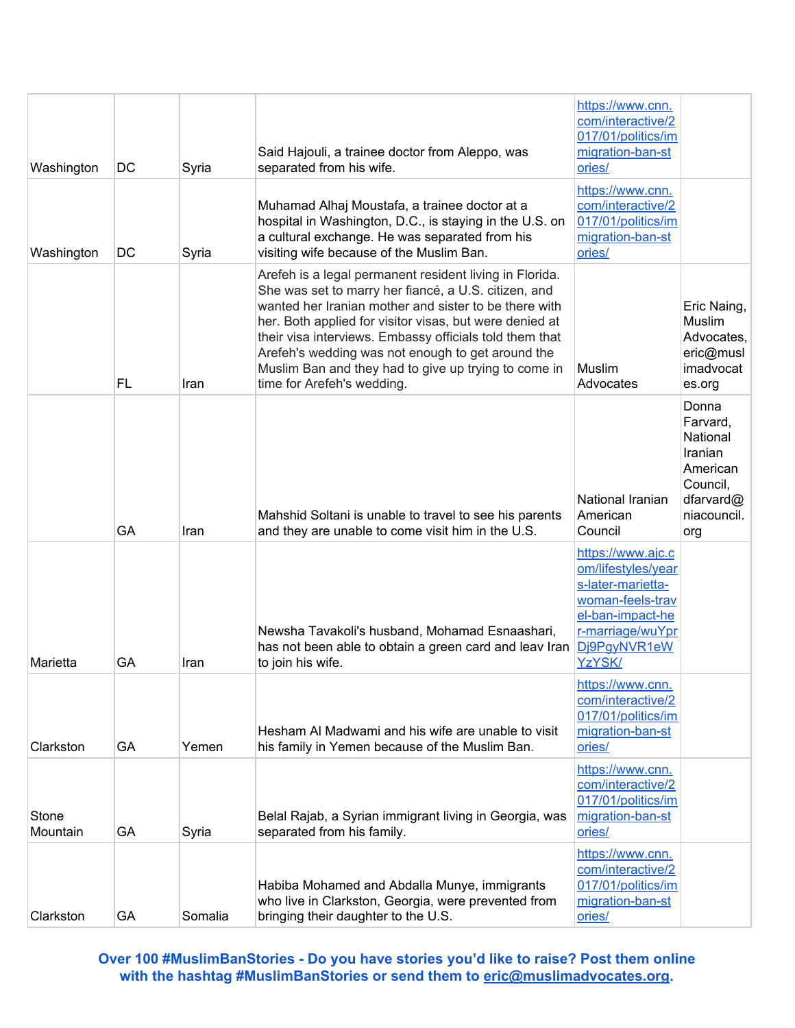| | | | | | |
|---|---|---|---|---|---|
| Washington | DC | Syria | Said Hajouli, a trainee doctor from Aleppo, was separated from his wife. | https://www.cnn.com/interactive/2017/01/politics/immigration-ban-stories/ | |
| Washington | DC | Syria | Muhamad Alhaj Moustafa, a trainee doctor at a hospital in Washington, D.C., is staying in the U.S. on a cultural exchange. He was separated from his visiting wife because of the Muslim Ban. | https://www.cnn.com/interactive/2017/01/politics/immigration-ban-stories/ | |
| | FL | Iran | Arefeh is a legal permanent resident living in Florida. She was set to marry her fiancé, a U.S. citizen, and wanted her Iranian mother and sister to be there with her. Both applied for visitor visas, but were denied at their visa interviews. Embassy officials told them that Arefeh's wedding was not enough to get around the Muslim Ban and they had to give up trying to come in time for Arefeh's wedding. | Muslim Advocates | Eric Naing, Muslim Advocates, eric@muslimadvocates.org |
| | GA | Iran | Mahshid Soltani is unable to travel to see his parents and they are unable to come visit him in the U.S. | National Iranian American Council | Donna Farvard, National Iranian American Council, dfarvard@niacouncil.org |
| Marietta | GA | Iran | Newsha Tavakoli's husband, Mohamad Esnaashari, has not been able to obtain a green card and leav Iran to join his wife. | https://www.ajc.com/lifestyles/years-later-marietta-woman-feels-travel-ban-impact-her-marriage/wuYprDj9PgyNVR1eWYzYSK/ | |
| Clarkston | GA | Yemen | Hesham Al Madwami and his wife are unable to visit his family in Yemen because of the Muslim Ban. | https://www.cnn.com/interactive/2017/01/politics/immigration-ban-stories/ | |
| Stone Mountain | GA | Syria | Belal Rajab, a Syrian immigrant living in Georgia, was separated from his family. | https://www.cnn.com/interactive/2017/01/politics/immigration-ban-stories/ | |
| Clarkston | GA | Somalia | Habiba Mohamed and Abdalla Munye, immigrants who live in Clarkston, Georgia, were prevented from bringing their daughter to the U.S. | https://www.cnn.com/interactive/2017/01/politics/immigration-ban-stories/ | |

**Over 100 #MuslimBanStories - Do you have stories you'd like to raise? Post them online with the hashtag #MuslimBanStories or send them to eric@muslimadvocates.org.**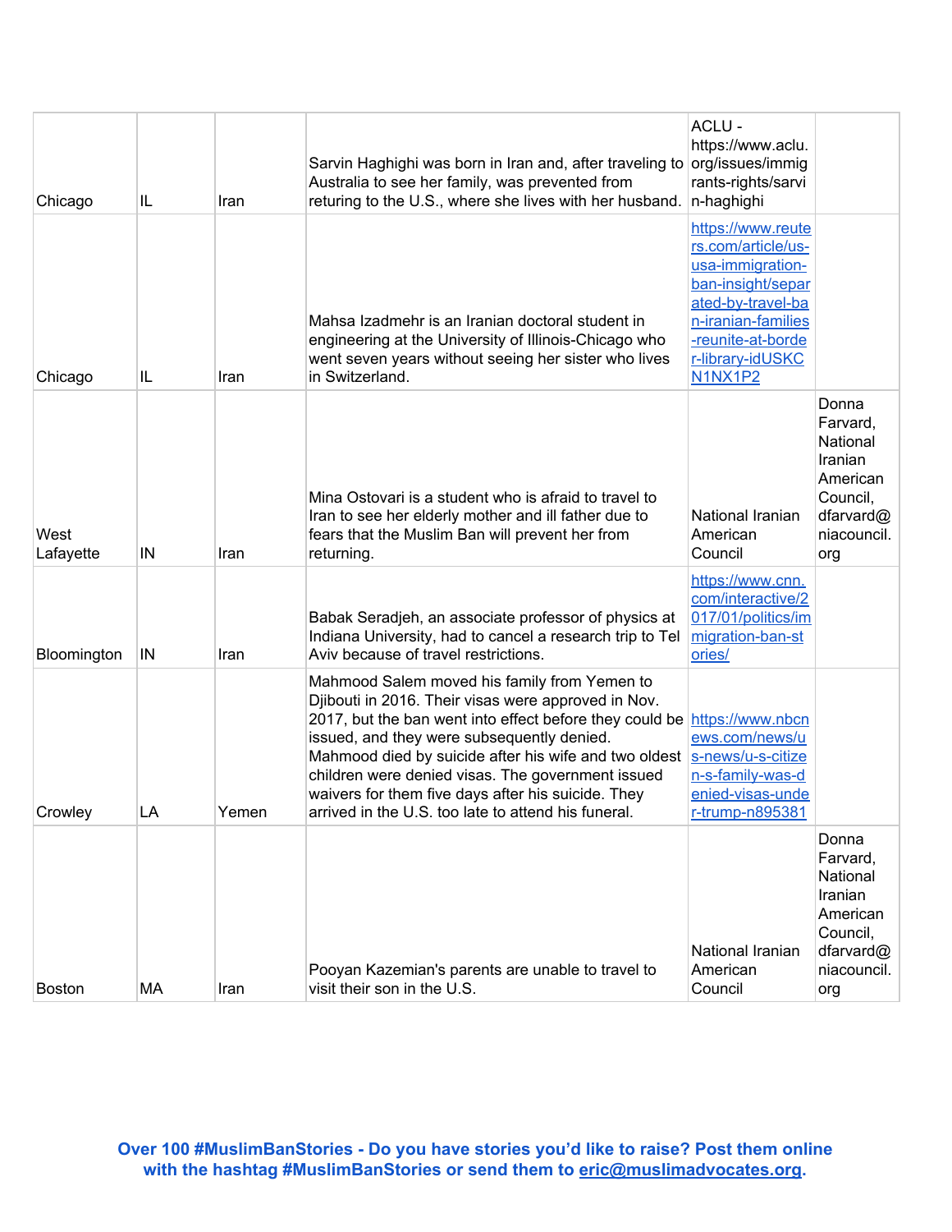| | | | | | |
|---|---|---|---|---|---|
| Chicago | IL | Iran | Sarvin Haghighi was born in Iran and, after traveling to Australia to see her family, was prevented from returing to the U.S., where she lives with her husband. | ACLU - https://www.aclu.org/issues/immigrants-rights/sarvin-haghighi | |
| Chicago | IL | Iran | Mahsa Izadmehr is an Iranian doctoral student in engineering at the University of Illinois-Chicago who went seven years without seeing her sister who lives in Switzerland. | https://www.reuters.com/article/us-usa-immigration-ban-insight/separated-by-travel-ban-iranian-families-reunite-at-border-library-idUSKCN1NX1P2 | |
| West Lafayette | IN | Iran | Mina Ostovari is a student who is afraid to travel to Iran to see her elderly mother and ill father due to fears that the Muslim Ban will prevent her from returning. | National Iranian American Council | Donna Farvard, National Iranian American Council, dfarvard@niacouncil.org |
| Bloomington | IN | Iran | Babak Seradjeh, an associate professor of physics at Indiana University, had to cancel a research trip to Tel Aviv because of travel restrictions. | https://www.cnn.com/interactive/2017/01/politics/immigration-ban-stories/ | |
| Crowley | LA | Yemen | Mahmood Salem moved his family from Yemen to Djibouti in 2016. Their visas were approved in Nov. 2017, but the ban went into effect before they could be issued, and they were subsequently denied. Mahmood died by suicide after his wife and two oldest children were denied visas. The government issued waivers for them five days after his suicide. They arrived in the U.S. too late to attend his funeral. | https://www.nbcnews.com/news/us-news/u-s-citizen-s-family-was-denied-visas-under-trump-n895381 | |
| Boston | MA | Iran | Pooyan Kazemian's parents are unable to travel to visit their son in the U.S. | National Iranian American Council | Donna Farvard, National Iranian American Council, dfarvard@niacouncil.org |

**Over 100 #MuslimBanStories - Do you have stories you'd like to raise? Post them online with the hashtag #MuslimBanStories or send them to eric@muslimadvocates.org.**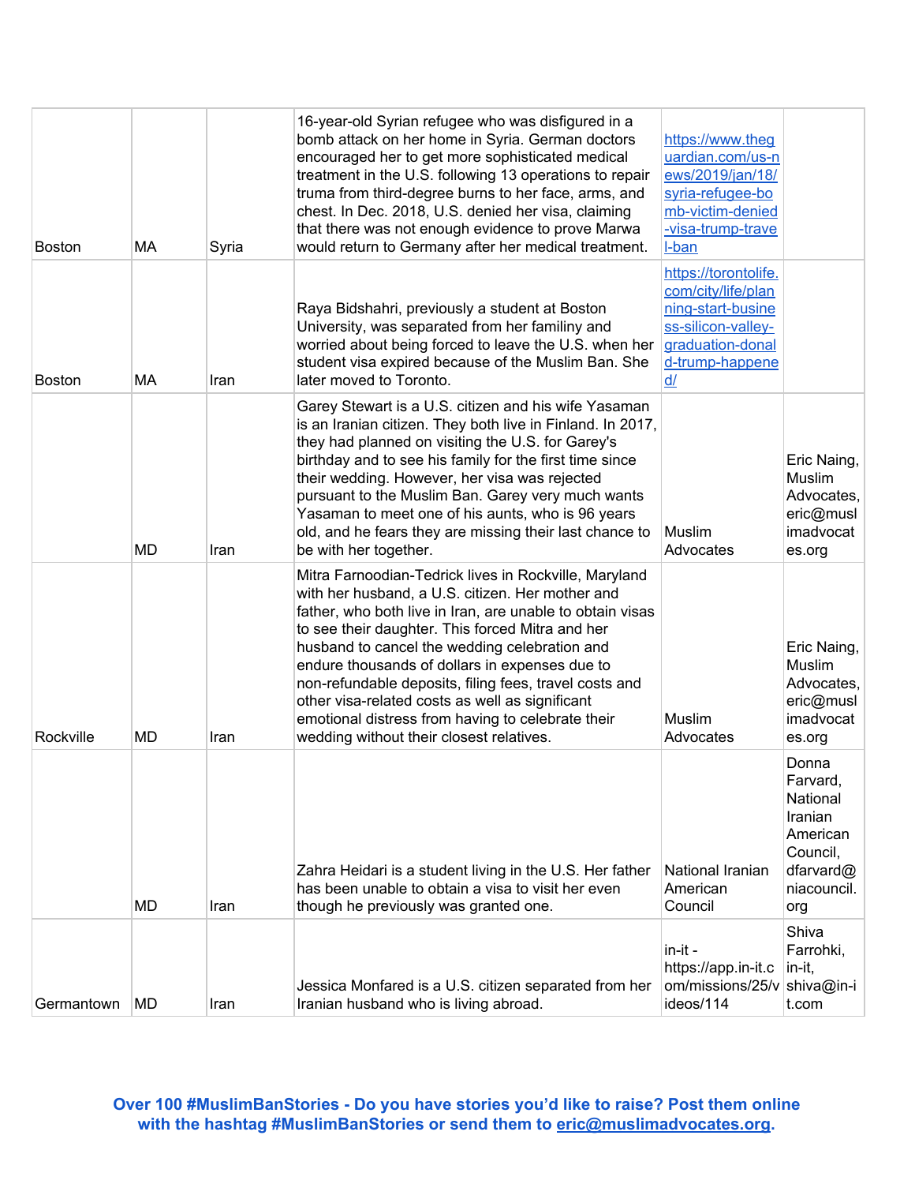| | | | | | |
|---|---|---|---|---|---|
| Boston | MA | Syria | 16-year-old Syrian refugee who was disfigured in a bomb attack on her home in Syria. German doctors encouraged her to get more sophisticated medical treatment in the U.S. following 13 operations to repair truma from third-degree burns to her face, arms, and chest. In Dec. 2018, U.S. denied her visa, claiming that there was not enough evidence to prove Marwa would return to Germany after her medical treatment. | https://www.theguardian.com/us-news/2019/jan/18/syria-refugee-bomb-victim-denied-visa-trump-travel-ban | |
| Boston | MA | Iran | Raya Bidshahri, previously a student at Boston University, was separated from her familiny and worried about being forced to leave the U.S. when her student visa expired because of the Muslim Ban. She later moved to Toronto. | https://torontolife.com/city/life/planning-start-business-silicon-valley-graduation-donald-trump-happened/ | |
| | MD | Iran | Garey Stewart is a U.S. citizen and his wife Yasaman is an Iranian citizen. They both live in Finland. In 2017, they had planned on visiting the U.S. for Garey's birthday and to see his family for the first time since their wedding. However, her visa was rejected pursuant to the Muslim Ban. Garey very much wants Yasaman to meet one of his aunts, who is 96 years old, and he fears they are missing their last chance to be with her together. | Muslim Advocates | Eric Naing, Muslim Advocates, eric@muslimadvocates.org |
| Rockville | MD | Iran | Mitra Farnoodian-Tedrick lives in Rockville, Maryland with her husband, a U.S. citizen. Her mother and father, who both live in Iran, are unable to obtain visas to see their daughter. This forced Mitra and her husband to cancel the wedding celebration and endure thousands of dollars in expenses due to non-refundable deposits, filing fees, travel costs and other visa-related costs as well as significant emotional distress from having to celebrate their wedding without their closest relatives. | Muslim Advocates | Eric Naing, Muslim Advocates, eric@muslimadvocates.org |
| | MD | Iran | Zahra Heidari is a student living in the U.S. Her father has been unable to obtain a visa to visit her even though he previously was granted one. | National Iranian American Council | Donna Farvard, National Iranian American Council, dfarvard@niacouncil.org |
| Germantown | MD | Iran | Jessica Monfared is a U.S. citizen separated from her Iranian husband who is living abroad. | in-it - https://app.in-it.com/missions/25/videos/114 | Shiva Farrohki, in-it, shiva@in-it.com |

**Over 100 #MuslimBanStories - Do you have stories you'd like to raise? Post them online with the hashtag #MuslimBanStories or send them to eric@muslimadvocates.org.**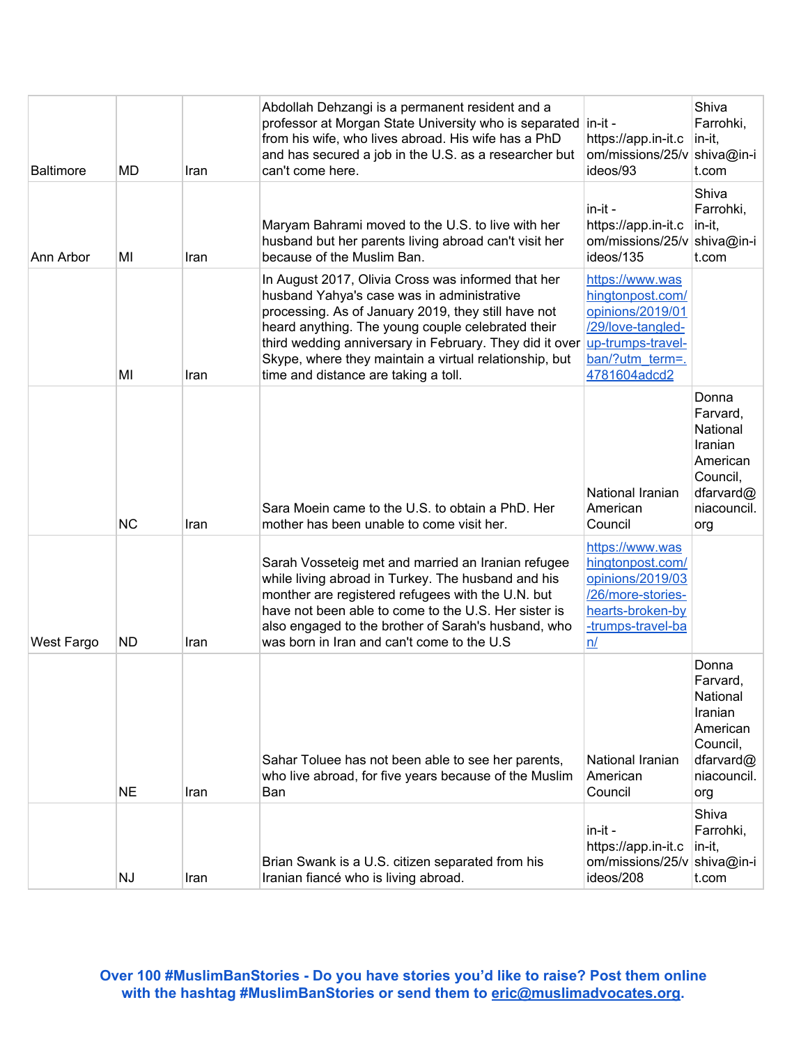| | | | | | |
|---|---|---|---|---|---|
| Baltimore | MD | Iran | Abdollah Dehzangi is a permanent resident and a professor at Morgan State University who is separated from his wife, who lives abroad. His wife has a PhD and has secured a job in the U.S. as a researcher but can't come here. | in-it - https://app.in-it.com/missions/25/videos/93 | Shiva Farrohki, in-it, shiva@in-it.com |
| Ann Arbor | MI | Iran | Maryam Bahrami moved to the U.S. to live with her husband but her parents living abroad can't visit her because of the Muslim Ban. | in-it - https://app.in-it.com/missions/25/videos/135 | Shiva Farrohki, in-it, shiva@in-it.com |
| | MI | Iran | In August 2017, Olivia Cross was informed that her husband Yahya's case was in administrative processing. As of January 2019, they still have not heard anything. The young couple celebrated their third wedding anniversary in February. They did it over Skype, where they maintain a virtual relationship, but time and distance are taking a toll. | https://www.washingtonpost.com/opinions/2019/01/29/love-tangled-up-trumps-travel-ban/?utm_term=.4781604adcd2 | |
| | NC | Iran | Sara Moein came to the U.S. to obtain a PhD. Her mother has been unable to come visit her. | National Iranian American Council | Donna Farvard, National Iranian American Council, dfarvard@niacouncil.org |
| West Fargo | ND | Iran | Sarah Vosseteig met and married an Iranian refugee while living abroad in Turkey. The husband and his monther are registered refugees with the U.N. but have not been able to come to the U.S. Her sister is also engaged to the brother of Sarah's husband, who was born in Iran and can't come to the U.S | https://www.washingtonpost.com/opinions/2019/03/26/more-stories-hearts-broken-by-trumps-travel-ban/ | |
| | NE | Iran | Sahar Toluee has not been able to see her parents, who live abroad, for five years because of the Muslim Ban | National Iranian American Council | Donna Farvard, National Iranian American Council, dfarvard@niacouncil.org |
| | NJ | Iran | Brian Swank is a U.S. citizen separated from his Iranian fiancé who is living abroad. | in-it - https://app.in-it.com/missions/25/videos/208 | Shiva Farrohki, in-it, shiva@in-it.com |

**Over 100 #MuslimBanStories - Do you have stories you'd like to raise? Post them online with the hashtag #MuslimBanStories or send them to eric@muslimadvocates.org.**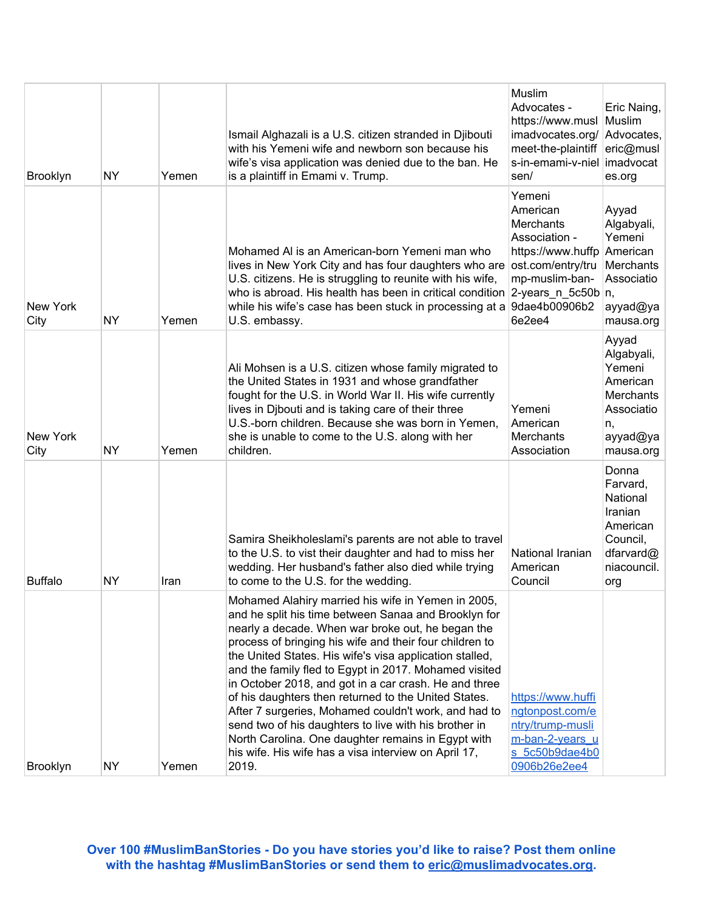| | | | | | |
|---|---|---|---|---|---|
| Brooklyn | NY | Yemen | Ismail Alghazali is a U.S. citizen stranded in Djibouti with his Yemeni wife and newborn son because his wife's visa application was denied due to the ban. He is a plaintiff in Emami v. Trump. | Muslim Advocates - https://www.muslimadvocates.org/meet-the-plaintiffs-in-emami-v-nielsen/ | Eric Naing, Muslim Advocates, eric@muslimadvocates.org |
| New York City | NY | Yemen | Mohamed Al is an American-born Yemeni man who lives in New York City and has four daughters who are U.S. citizens. He is struggling to reunite with his wife, who is abroad. His health has been in critical condition while his wife's case has been stuck in processing at a U.S. embassy. | Yemeni American Merchants Association - https://www.huffpost.com/entry/trump-muslim-ban-2-years_n_5c50b9dae4b00906b26e2ee4 | Ayyad Algabyali, Yemeni American Merchants Association, ayyad@yamausa.org |
| New York City | NY | Yemen | Ali Mohsen is a U.S. citizen whose family migrated to the United States in 1931 and whose grandfather fought for the U.S. in World War II. His wife currently lives in Djbouti and is taking care of their three U.S.-born children. Because she was born in Yemen, she is unable to come to the U.S. along with her children. | Yemeni American Merchants Association | Ayyad Algabyali, Yemeni American Merchants Association, ayyad@yamausa.org |
| Buffalo | NY | Iran | Samira Sheikholeslami's parents are not able to travel to the U.S. to vist their daughter and had to miss her wedding. Her husband's father also died while trying to come to the U.S. for the wedding. | National Iranian American Council | Donna Farvard, National Iranian American Council, dfarvard@niacouncil.org |
| Brooklyn | NY | Yemen | Mohamed Alahiry married his wife in Yemen in 2005, and he split his time between Sanaa and Brooklyn for nearly a decade. When war broke out, he began the process of bringing his wife and their four children to the United States. His wife's visa application stalled, and the family fled to Egypt in 2017. Mohamed visited in October 2018, and got in a car crash. He and three of his daughters then returned to the United States. After 7 surgeries, Mohamed couldn't work, and had to send two of his daughters to live with his brother in North Carolina. One daughter remains in Egypt with his wife. His wife has a visa interview on April 17, 2019. | [https://www.huffingtonpost.com/entry/trump-muslim-ban-2-years_us_5c50b9dae4b00906b26e2ee4](https://www.huffingtonpost.com/entry/trump-muslim-ban-2-years_us_5c50b9dae4b00906b26e2ee4) | |

**Over 100 #MuslimBanStories - Do you have stories you'd like to raise? Post them online with the hashtag #MuslimBanStories or send them to [eric@muslimadvocates.org](mailto:eric@muslimadvocates.org).**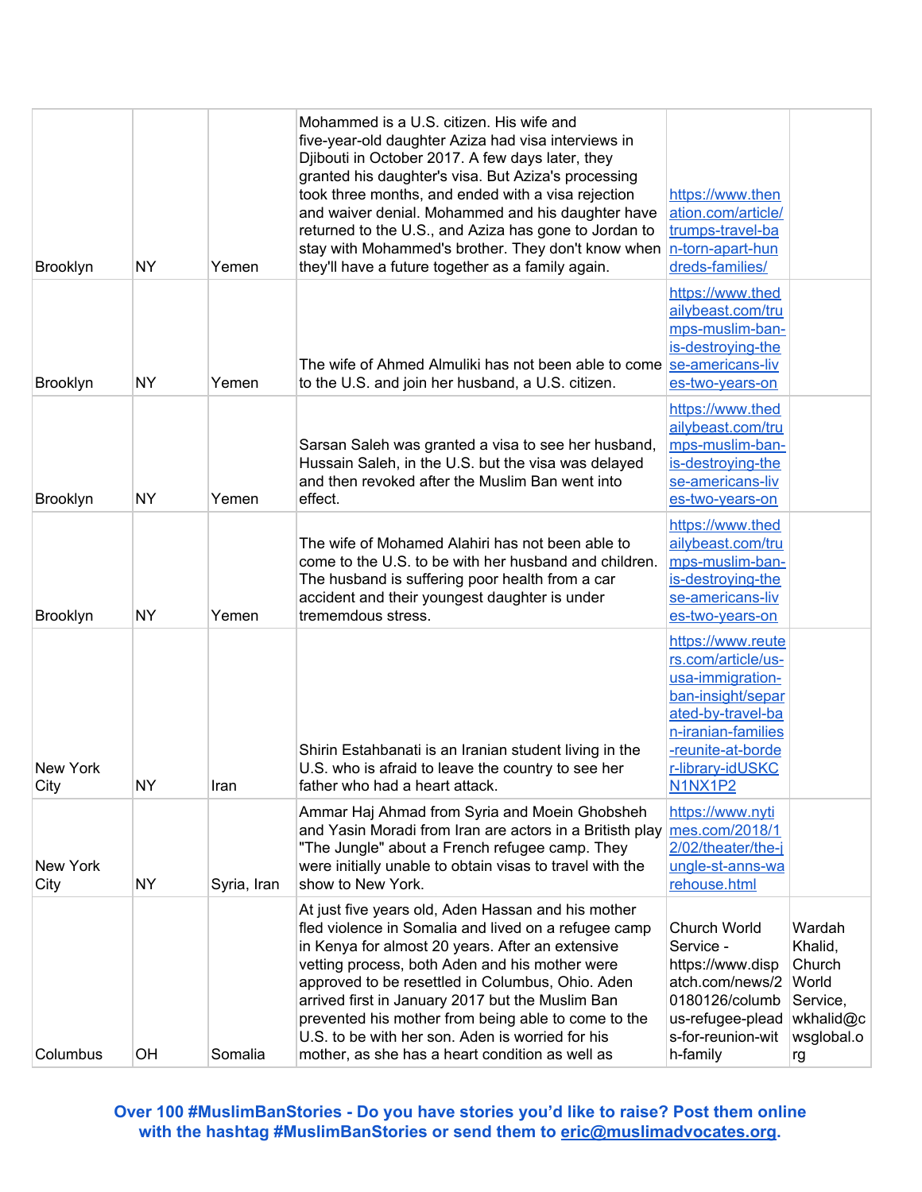| | | | | | |
|---|---|---|---|---|---|
| Brooklyn | NY | Yemen | Mohammed is a U.S. citizen. His wife and five-year-old daughter Aziza had visa interviews in Djibouti in October 2017. A few days later, they granted his daughter's visa. But Aziza's processing took three months, and ended with a visa rejection and waiver denial. Mohammed and his daughter have returned to the U.S., and Aziza has gone to Jordan to stay with Mohammed's brother. They don't know when they'll have a future together as a family again. | https://www.thenation.com/article/trumps-travel-ban-torn-apart-hundreds-families/ | |
| Brooklyn | NY | Yemen | The wife of Ahmed Almuliki has not been able to come to the U.S. and join her husband, a U.S. citizen. | https://www.thedailybeast.com/trumps-muslim-ban-is-destroying-these-americans-lives-two-years-on | |
| Brooklyn | NY | Yemen | Sarsan Saleh was granted a visa to see her husband, Hussain Saleh, in the U.S. but the visa was delayed and then revoked after the Muslim Ban went into effect. | https://www.thedailybeast.com/trumps-muslim-ban-is-destroying-these-americans-lives-two-years-on | |
| Brooklyn | NY | Yemen | The wife of Mohamed Alahiri has not been able to come to the U.S. to be with her husband and children. The husband is suffering poor health from a car accident and their youngest daughter is under tremendous stress. | https://www.thedailybeast.com/trumps-muslim-ban-is-destroying-these-americans-lives-two-years-on | |
| New York City | NY | Iran | Shirin Estahbanati is an Iranian student living in the U.S. who is afraid to leave the country to see her father who had a heart attack. | https://www.reuters.com/article/us-usa-immigration-ban-insight/separated-by-travel-ban-iranian-families-reunite-at-border-library-idUSKCN1NX1P2 | |
| New York City | NY | Syria, Iran | Ammar Haj Ahmad from Syria and Moein Ghobsheh and Yasin Moradi from Iran are actors in a British play "The Jungle" about a French refugee camp. They were initially unable to obtain visas to travel with the show to New York. | https://www.nytimes.com/2018/12/02/theater/the-jungle-st-anns-warehouse.html | |
| Columbus | OH | Somalia | At just five years old, Aden Hassan and his mother fled violence in Somalia and lived on a refugee camp in Kenya for almost 20 years. After an extensive vetting process, both Aden and his mother were approved to be resettled in Columbus, Ohio. Aden arrived first in January 2017 but the Muslim Ban prevented his mother from being able to come to the U.S. to be with her son. Aden is worried for his mother, as she has a heart condition as well as | Church World Service - https://www.dispatch.com/news/20180126/columbus-refugee-pleads-for-reunion-with-family | Wardah Khalid, Church World Service, wkhalid@cwsglobal.org |

**Over 100 #MuslimBanStories - Do you have stories you'd like to raise? Post them online with the hashtag #MuslimBanStories or send them to eric@muslimadvocates.org.**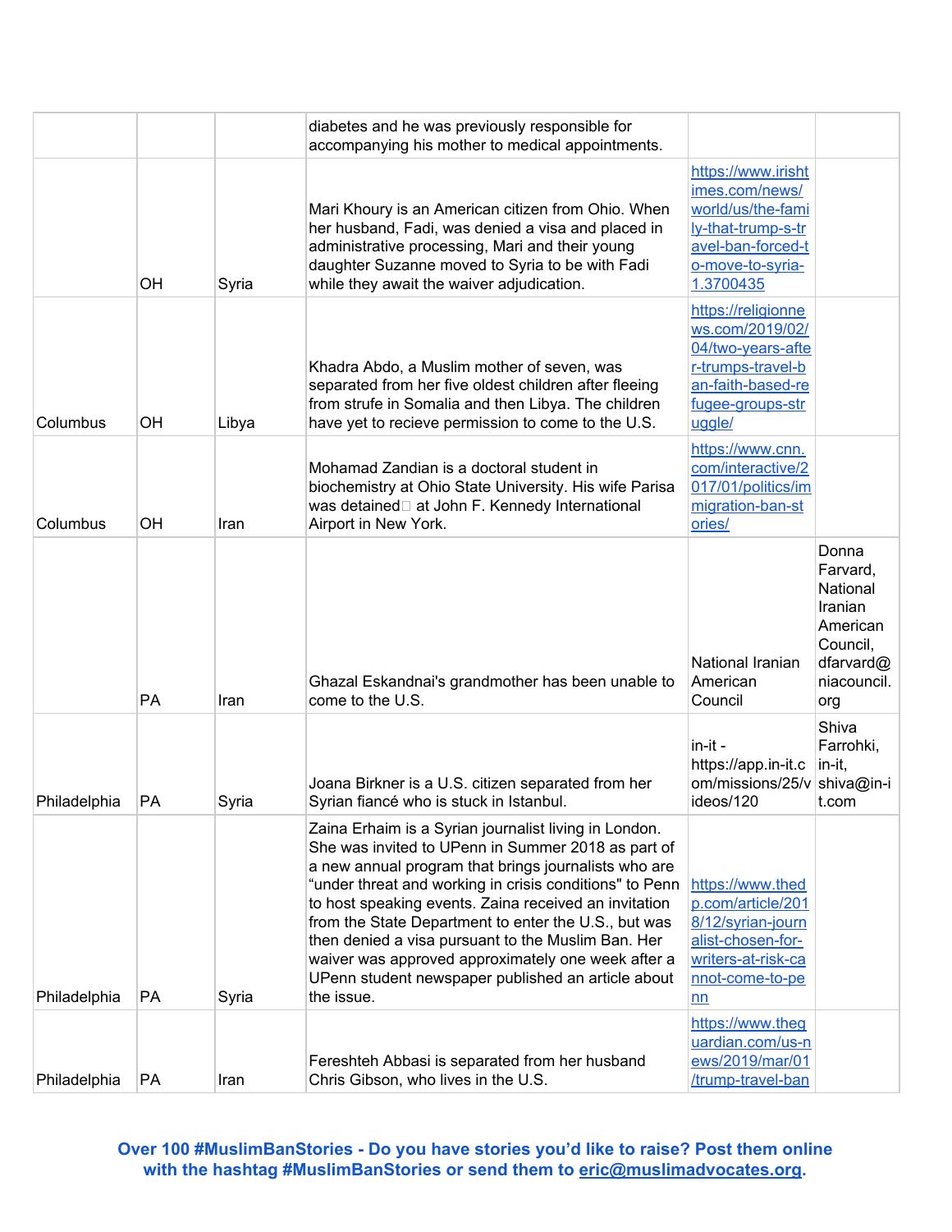| | | | | | |
|---|---|---|---|---|---|
| | | | diabetes and he was previously responsible for accompanying his mother to medical appointments. | | |
| | OH | Syria | Mari Khoury is an American citizen from Ohio. When her husband, Fadi, was denied a visa and placed in administrative processing, Mari and their young daughter Suzanne moved to Syria to be with Fadi while they await the waiver adjudication. | https://www.irishtimes.com/news/world/us/the-family-that-trump-s-travel-ban-forced-to-move-to-syria-1.3700435 | |
| Columbus | OH | Libya | Khadra Abdo, a Muslim mother of seven, was separated from her five oldest children after fleeing from strufe in Somalia and then Libya. The children have yet to recieve permission to come to the U.S. | https://religionnews.com/2019/02/04/two-years-after-trumps-travel-ban-faith-based-refugee-groups-struggle/ | |
| Columbus | OH | Iran | Mohamad Zandian is a doctoral student in biochemistry at Ohio State University. His wife Parisa was detained at John F. Kennedy International Airport in New York. | https://www.cnn.com/interactive/2017/01/politics/immigration-ban-stories/ | |
| | PA | Iran | Ghazal Eskandnai's grandmother has been unable to come to the U.S. | National Iranian American Council | Donna Farvard, National Iranian American Council, dfarvard@niacouncil.org |
| Philadelphia | PA | Syria | Joana Birkner is a U.S. citizen separated from her Syrian fiancé who is stuck in Istanbul. | in-it - https://app.in-it.com/missions/25/videos/120 | Shiva Farrohki, in-it, shiva@in-it.com |
| Philadelphia | PA | Syria | Zaina Erhaim is a Syrian journalist living in London. She was invited to UPenn in Summer 2018 as part of a new annual program that brings journalists who are "under threat and working in crisis conditions" to Penn to host speaking events. Zaina received an invitation from the State Department to enter the U.S., but was then denied a visa pursuant to the Muslim Ban. Her waiver was approved approximately one week after a UPenn student newspaper published an article about the issue. | https://www.thedp.com/article/2018/12/syrian-journalist-chosen-for-writers-at-risk-cannot-come-to-penn | |
| Philadelphia | PA | Iran | Fereshteh Abbasi is separated from her husband Chris Gibson, who lives in the U.S. | https://www.theguardian.com/us-news/2019/mar/01/trump-travel-ban | |

**Over 100 #MuslimBanStories - Do you have stories you'd like to raise? Post them online with the hashtag #MuslimBanStories or send them to eric@muslimadvocates.org.**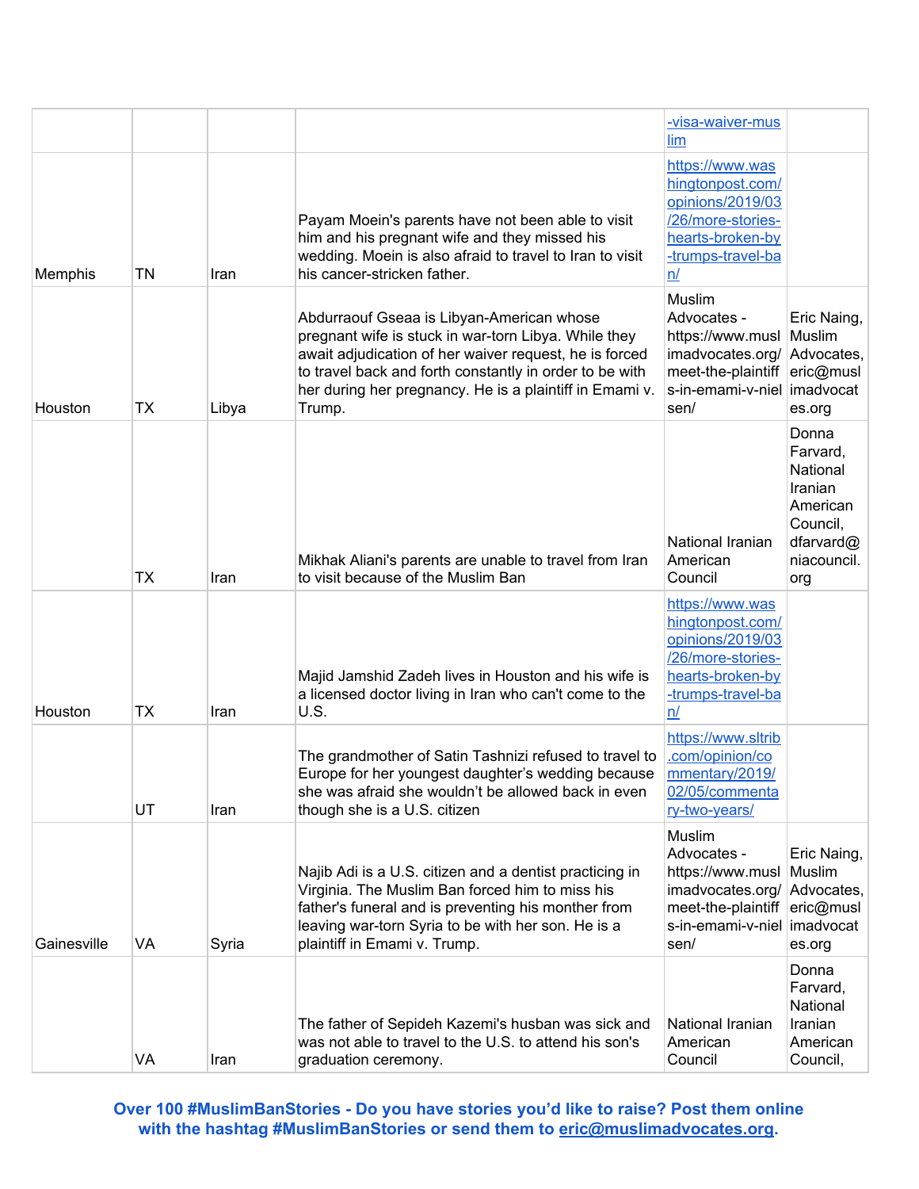| | | | | | |
|---|---|---|---|---|---|
| | | | | -visa-waiver-muslim | |
| Memphis | TN | Iran | Payam Moein's parents have not been able to visit him and his pregnant wife and they missed his wedding. Moein is also afraid to travel to Iran to visit his cancer-stricken father. | https://www.washingtonpost.com/opinions/2019/03/26/more-stories-hearts-broken-by-trumps-travel-ban/ | |
| Houston | TX | Libya | Abdurraouf Gseaa is Libyan-American whose pregnant wife is stuck in war-torn Libya. While they await adjudication of her waiver request, he is forced to travel back and forth constantly in order to be with her during her pregnancy. He is a plaintiff in Emami v. Trump. | Muslim Advocates - https://www.muslimadvocates.org/meet-the-plaintiffs-in-emami-v-nielsen/ | Eric Naing, Muslim Advocates, eric@muslimadvocates.org |
| | TX | Iran | Mikhak Aliani's parents are unable to travel from Iran to visit because of the Muslim Ban | National Iranian American Council | Donna Farvard, National Iranian American Council, dfarvard@niacouncil.org |
| Houston | TX | Iran | Majid Jamshid Zadeh lives in Houston and his wife is a licensed doctor living in Iran who can't come to the U.S. | https://www.washingtonpost.com/opinions/2019/03/26/more-stories-hearts-broken-by-trumps-travel-ban/ | |
| | UT | Iran | The grandmother of Satin Tashnizi refused to travel to Europe for her youngest daughter's wedding because she was afraid she wouldn't be allowed back in even though she is a U.S. citizen | https://www.sltrib.com/opinion/commentary/2019/02/05/commentary-two-years/ | |
| Gainesville | VA | Syria | Najib Adi is a U.S. citizen and a dentist practicing in Virginia. The Muslim Ban forced him to miss his father's funeral and is preventing his monther from leaving war-torn Syria to be with her son. He is a plaintiff in Emami v. Trump. | Muslim Advocates - https://www.muslimadvocates.org/meet-the-plaintiffs-in-emami-v-nielsen/ | Eric Naing, Muslim Advocates, eric@muslimadvocates.org |
| | VA | Iran | The father of Sepideh Kazemi's husban was sick and was not able to travel to the U.S. to attend his son's graduation ceremony. | National Iranian American Council | Donna Farvard, National Iranian American Council, |

**Over 100 #MuslimBanStories - Do you have stories you'd like to raise? Post them online with the hashtag #MuslimBanStories or send them to eric@muslimadvocates.org.**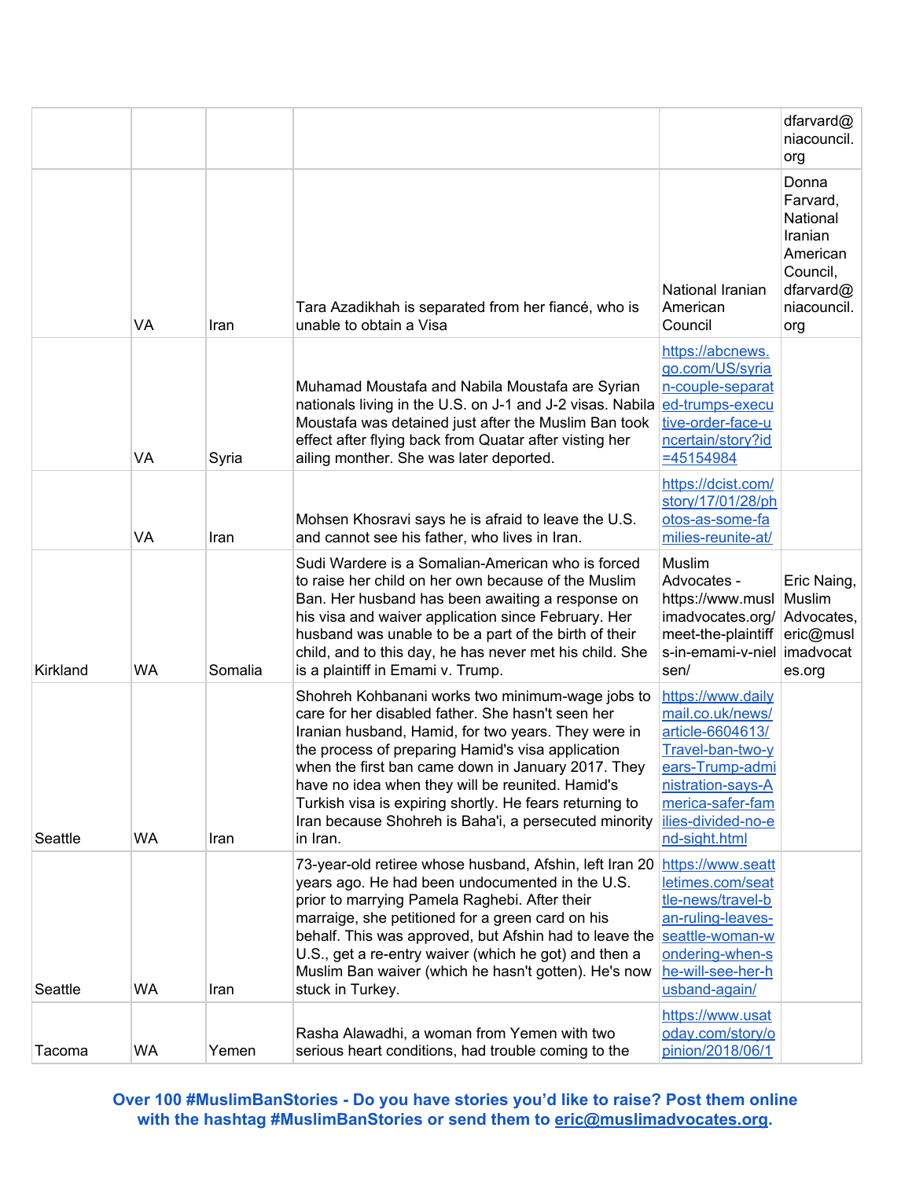| | | | | | |
|---|---|---|---|---|---|
| | | | | | dfarvard@niacouncil.org |
| | VA | Iran | Tara Azadikhah is separated from her fiancé, who is unable to obtain a Visa | National Iranian American Council | Donna Farvard, National Iranian American Council, dfarvard@niacouncil.org |
| | VA | Syria | Muhamad Moustafa and Nabila Moustafa are Syrian nationals living in the U.S. on J-1 and J-2 visas. Nabila Moustafa was detained just after the Muslim Ban took effect after flying back from Quatar after visting her ailing monther. She was later deported. | https://abcnews.go.com/US/syrian-couple-separated-trumps-executive-order-face-uncertain/story?id=45154984 | |
| | VA | Iran | Mohsen Khosravi says he is afraid to leave the U.S. and cannot see his father, who lives in Iran. | https://dcist.com/story/17/01/28/photos-as-some-families-reunite-at/ | |
| Kirkland | WA | Somalia | Sudi Wardere is a Somalian-American who is forced to raise her child on her own because of the Muslim Ban. Her husband has been awaiting a response on his visa and waiver application since February. Her husband was unable to be a part of the birth of their child, and to this day, he has never met his child. She is a plaintiff in Emami v. Trump. | Muslim Advocates - https://www.muslimadvocates.org/meet-the-plaintiffs-in-emami-v-nielsen/ | Eric Naing, Muslim Advocates, eric@muslimadvocates.org |
| Seattle | WA | Iran | Shohreh Kohbanani works two minimum-wage jobs to care for her disabled father. She hasn't seen her Iranian husband, Hamid, for two years. They were in the process of preparing Hamid's visa application when the first ban came down in January 2017. They have no idea when they will be reunited. Hamid's Turkish visa is expiring shortly. He fears returning to Iran because Shohreh is Baha'i, a persecuted minority in Iran. | https://www.dailymail.co.uk/news/article-6604613/Travel-ban-two-years-Trump-administration-says-America-safer-families-divided-no-end-sight.html | |
| Seattle | WA | Iran | 73-year-old retiree whose husband, Afshin, left Iran 20 years ago. He had been undocumented in the U.S. prior to marrying Pamela Raghebi. After their marraige, she petitioned for a green card on his behalf. This was approved, but Afshin had to leave the U.S., get a re-entry waiver (which he got) and then a Muslim Ban waiver (which he hasn't gotten). He's now stuck in Turkey. | https://www.seattletimes.com/seattle-news/travel-ban-ruling-leaves-seattle-woman-wondering-when-she-will-see-her-husband-again/ | |
| Tacoma | WA | Yemen | Rasha Alawadhi, a woman from Yemen with two serious heart conditions, had trouble coming to the | https://www.usatoday.com/story/opinion/2018/06/1 | |

**Over 100 #MuslimBanStories - Do you have stories you'd like to raise? Post them online with the hashtag #MuslimBanStories or send them to eric@muslimadvocates.org.**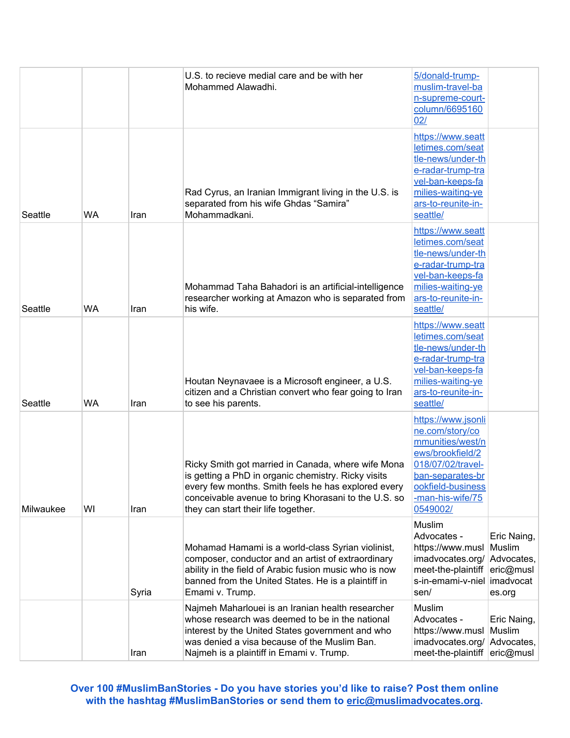| | | | | | |
|---|---|---|---|---|---|
| | | | U.S. to recieve medial care and be with her Mohammed Alawadhi. | 5/donald-trump-muslim-travel-ban-supreme-court-column/669516002/ | |
| Seattle | WA | Iran | Rad Cyrus, an Iranian Immigrant living in the U.S. is separated from his wife Ghdas "Samira" Mohammadkani. | https://www.seattletimes.com/seattle-news/under-the-radar-trump-travel-ban-keeps-families-waiting-years-to-reunite-in-seattle/ | |
| Seattle | WA | Iran | Mohammad Taha Bahadori is an artificial-intelligence researcher working at Amazon who is separated from his wife. | https://www.seattletimes.com/seattle-news/under-the-radar-trump-travel-ban-keeps-families-waiting-years-to-reunite-in-seattle/ | |
| Seattle | WA | Iran | Houtan Neynavaee is a Microsoft engineer, a U.S. citizen and a Christian convert who fear going to Iran to see his parents. | https://www.seattletimes.com/seattle-news/under-the-radar-trump-travel-ban-keeps-families-waiting-years-to-reunite-in-seattle/ | |
| Milwaukee | WI | Iran | Ricky Smith got married in Canada, where wife Mona is getting a PhD in organic chemistry. Ricky visits every few months. Smith feels he has explored every conceivable avenue to bring Khorasani to the U.S. so they can start their life together. | https://www.jsonline.com/story/communities/west/news/brookfield/2018/07/02/travel-ban-separates-brookfield-business-man-his-wife/750549002/ | |
| | | Syria | Mohamad Hamami is a world-class Syrian violinist, composer, conductor and an artist of extraordinary ability in the field of Arabic fusion music who is now banned from the United States. He is a plaintiff in Emami v. Trump. | Muslim Advocates - https://www.muslimadvocates.org/meet-the-plaintiffs-in-emami-v-nielsen/ | Eric Naing, Muslim Advocates, eric@muslimadvocates.org |
| | | Iran | Najmeh Maharlouei is an Iranian health researcher whose research was deemed to be in the national interest by the United States government and who was denied a visa because of the Muslim Ban. Najmeh is a plaintiff in Emami v. Trump. | Muslim Advocates - https://www.muslimadvocates.org/meet-the-plaintiff | Eric Naing, Muslim Advocates, eric@musl |

**Over 100 #MuslimBanStories - Do you have stories you'd like to raise? Post them online with the hashtag #MuslimBanStories or send them to eric@muslimadvocates.org.**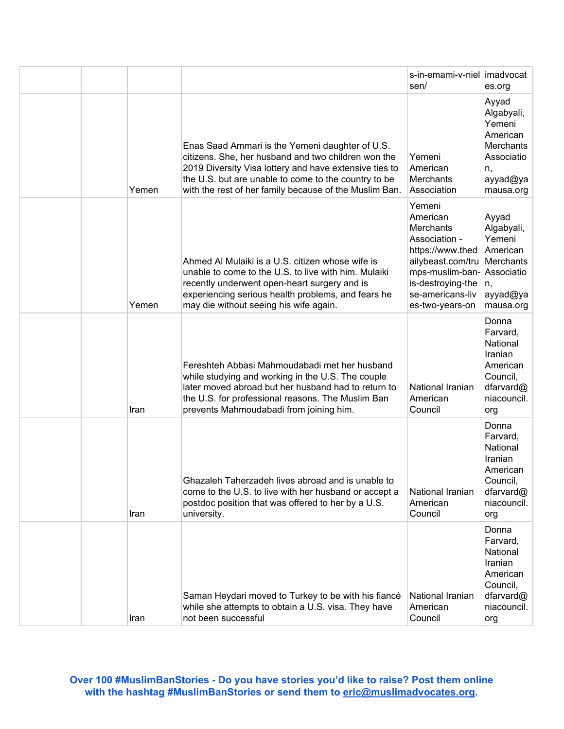|  |  |  |  | s-in-emami-v-nielsen/ | imadvocates.org |
|---|---|---|---|---|---|
|  |  | Yemen | Enas Saad Ammari is the Yemeni daughter of U.S. citizens. She, her husband and two children won the 2019 Diversity Visa lottery and have extensive ties to the U.S. but are unable to come to the country to be with the rest of her family because of the Muslim Ban. | Yemeni American Merchants Association | Ayyad Algabyali, Yemeni American Merchants Association, ayyad@yamausa.org |
|  |  | Yemen | Ahmed Al Mulaiki is a U.S. citizen whose wife is unable to come to the U.S. to live with him. Mulaiki recently underwent open-heart surgery and is experiencing serious health problems, and fears he may die without seeing his wife again. | Yemeni American Merchants Association - https://www.thedailybeast.com/trumps-muslim-ban-is-destroying-these-americans-lives-two-years-on | Ayyad Algabyali, Yemeni American Merchants Association, ayyad@yamausa.org |
|  |  | Iran | Fereshteh Abbasi Mahmoudabadi met her husband while studying and working in the U.S. The couple later moved abroad but her husband had to return to the U.S. for professional reasons. The Muslim Ban prevents Mahmoudabadi from joining him. | National Iranian American Council | Donna Farvard, National Iranian American Council, dfarvard@niacouncil.org |
|  |  | Iran | Ghazaleh Taherzadeh lives abroad and is unable to come to the U.S. to live with her husband or accept a postdoc position that was offered to her by a U.S. university. | National Iranian American Council | Donna Farvard, National Iranian American Council, dfarvard@niacouncil.org |
|  |  | Iran | Saman Heydari moved to Turkey to be with his fiancé while she attempts to obtain a U.S. visa. They have not been successful | National Iranian American Council | Donna Farvard, National Iranian American Council, dfarvard@niacouncil.org |

**Over 100 #MuslimBanStories - Do you have stories you'd like to raise? Post them online with the hashtag #MuslimBanStories or send them to eric@muslimadvocates.org.**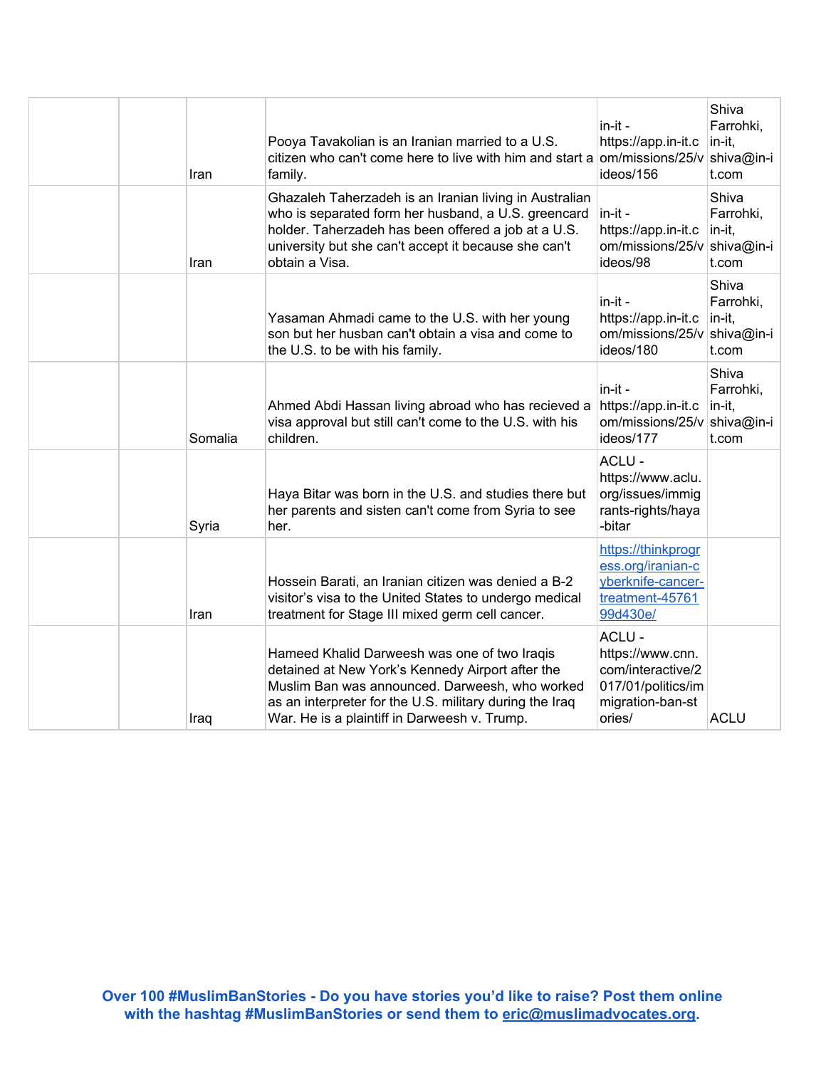| | | | | | |
|---|---|---|---|---|---|
| | | Iran | Pooya Tavakolian is an Iranian married to a U.S. citizen who can't come here to live with him and start a family. | in-it - https://app.in-it.com/missions/25/videos/156 | Shiva Farrohki, in-it, shiva@in-it.com |
| | | Iran | Ghazaleh Taherzadeh is an Iranian living in Australian who is separated form her husband, a U.S. greencard holder. Taherzadeh has been offered a job at a U.S. university but she can't accept it because she can't obtain a Visa. | in-it - https://app.in-it.com/missions/25/videos/98 | Shiva Farrohki, in-it, shiva@in-it.com |
| | | | Yasaman Ahmadi came to the U.S. with her young son but her husban can't obtain a visa and come to the U.S. to be with his family. | in-it - https://app.in-it.com/missions/25/videos/180 | Shiva Farrohki, in-it, shiva@in-it.com |
| | | Somalia | Ahmed Abdi Hassan living abroad who has recieved a visa approval but still can't come to the U.S. with his children. | in-it - https://app.in-it.com/missions/25/videos/177 | Shiva Farrohki, in-it, shiva@in-it.com |
| | | Syria | Haya Bitar was born in the U.S. and studies there but her parents and sisten can't come from Syria to see her. | ACLU - https://www.aclu.org/issues/immigrants-rights/haya-bitar | |
| | | Iran | Hossein Barati, an Iranian citizen was denied a B-2 visitor's visa to the United States to undergo medical treatment for Stage III mixed germ cell cancer. | https://thinkprogress.org/iranian-cyberknife-cancer-treatment-4576199d430e/ | |
| | | Iraq | Hameed Khalid Darweesh was one of two Iraqis detained at New York's Kennedy Airport after the Muslim Ban was announced. Darweesh, who worked as an interpreter for the U.S. military during the Iraq War. He is a plaintiff in Darweesh v. Trump. | ACLU - https://www.cnn.com/interactive/2017/01/politics/immigration-ban-stories/ | ACLU |

**Over 100 #MuslimBanStories - Do you have stories you'd like to raise? Post them online with the hashtag #MuslimBanStories or send them to eric@muslimadvocates.org.**